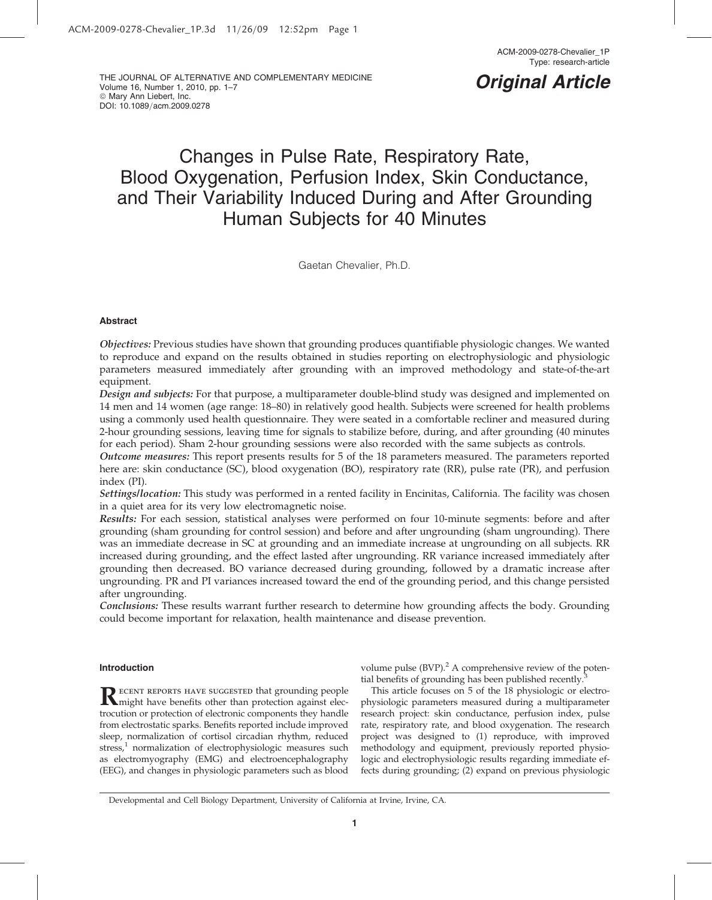THE JOURNAL OF ALTERNATIVE AND COMPLEMENTARY MEDICINE
Volume 16, Number 1, 2010, pp. 1–7
© Mary Ann Liebert, Inc.
DOI: 10.1089/acm.2009.0278

**Original Article**

# Changes in Pulse Rate, Respiratory Rate, Blood Oxygenation, Perfusion Index, Skin Conductance, and Their Variability Induced During and After Grounding Human Subjects for 40 Minutes

Gaetan Chevalier, Ph.D.

### Abstract

***Objectives:*** Previous studies have shown that grounding produces quantifiable physiologic changes. We wanted to reproduce and expand on the results obtained in studies reporting on electrophysiologic and physiologic parameters measured immediately after grounding with an improved methodology and state-of-the-art equipment.

***Design and subjects:*** For that purpose, a multiparameter double-blind study was designed and implemented on 14 men and 14 women (age range: 18–80) in relatively good health. Subjects were screened for health problems using a commonly used health questionnaire. They were seated in a comfortable recliner and measured during 2-hour grounding sessions, leaving time for signals to stabilize before, during, and after grounding (40 minutes for each period). Sham 2-hour grounding sessions were also recorded with the same subjects as controls.

***Outcome measures:*** This report presents results for 5 of the 18 parameters measured. The parameters reported here are: skin conductance (SC), blood oxygenation (BO), respiratory rate (RR), pulse rate (PR), and perfusion index (PI).

***Settings/location:*** This study was performed in a rented facility in Encinitas, California. The facility was chosen in a quiet area for its very low electromagnetic noise.

***Results:*** For each session, statistical analyses were performed on four 10-minute segments: before and after grounding (sham grounding for control session) and before and after ungrounding (sham ungrounding). There was an immediate decrease in SC at grounding and an immediate increase at ungrounding on all subjects. RR increased during grounding, and the effect lasted after ungrounding. RR variance increased immediately after grounding then decreased. BO variance decreased during grounding, followed by a dramatic increase after ungrounding. PR and PI variances increased toward the end of the grounding period, and this change persisted after ungrounding.

***Conclusions:*** These results warrant further research to determine how grounding affects the body. Grounding could become important for relaxation, health maintenance and disease prevention.

### Introduction

Recent reports have suggested that grounding people might have benefits other than protection against electrocution or protection of electronic components they handle from electrostatic sparks. Benefits reported include improved sleep, normalization of cortisol circadian rhythm, reduced stress,[1] normalization of electrophysiologic measures such as electromyography (EMG) and electroencephalography (EEG), and changes in physiologic parameters such as blood volume pulse (BVP).[2] A comprehensive review of the potential benefits of grounding has been published recently.[3]

This article focuses on 5 of the 18 physiologic or electrophysiologic parameters measured during a multiparameter research project: skin conductance, perfusion index, pulse rate, respiratory rate, and blood oxygenation. The research project was designed to (1) reproduce, with improved methodology and equipment, previously reported physiologic and electrophysiologic results regarding immediate effects during grounding; (2) expand on previous physiologic

Developmental and Cell Biology Department, University of California at Irvine, Irvine, CA.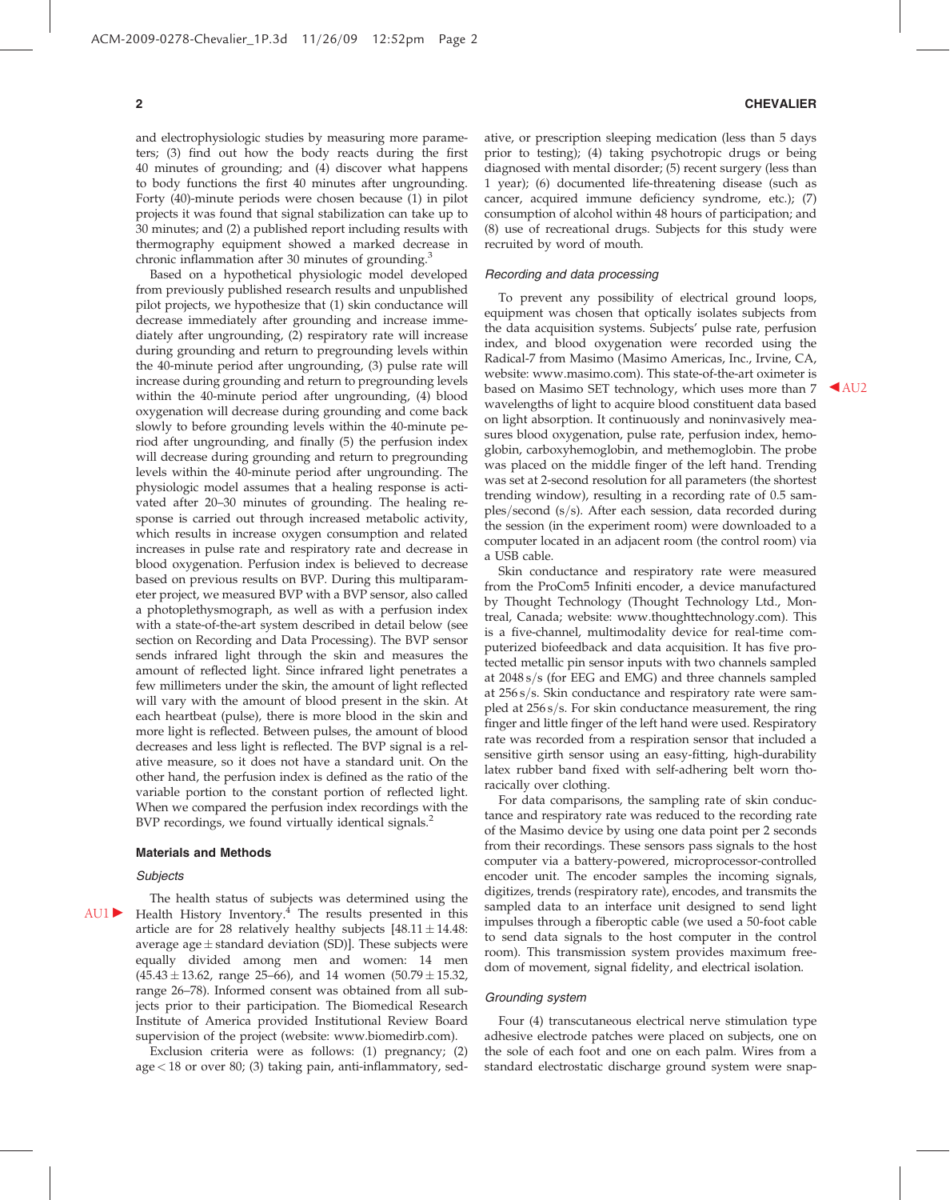and electrophysiologic studies by measuring more parameters; (3) find out how the body reacts during the first 40 minutes of grounding; and (4) discover what happens to body functions the first 40 minutes after ungrounding. Forty (40)-minute periods were chosen because (1) in pilot projects it was found that signal stabilization can take up to 30 minutes; and (2) a published report including results with thermography equipment showed a marked decrease in chronic inflammation after 30 minutes of grounding.[3]

Based on a hypothetical physiologic model developed from previously published research results and unpublished pilot projects, we hypothesize that (1) skin conductance will decrease immediately after grounding and increase immediately after ungrounding, (2) respiratory rate will increase during grounding and return to pregrounding levels within the 40-minute period after ungrounding, (3) pulse rate will increase during grounding and return to pregrounding levels within the 40-minute period after ungrounding, (4) blood oxygenation will decrease during grounding and come back slowly to before grounding levels within the 40-minute period after ungrounding, and finally (5) the perfusion index will decrease during grounding and return to pregrounding levels within the 40-minute period after ungrounding. The physiologic model assumes that a healing response is activated after 20–30 minutes of grounding. The healing response is carried out through increased metabolic activity, which results in increase oxygen consumption and related increases in pulse rate and respiratory rate and decrease in blood oxygenation. Perfusion index is believed to decrease based on previous results on BVP. During this multiparameter project, we measured BVP with a BVP sensor, also called a photoplethysmograph, as well as with a perfusion index with a state-of-the-art system described in detail below (see section on Recording and Data Processing). The BVP sensor sends infrared light through the skin and measures the amount of reflected light. Since infrared light penetrates a few millimeters under the skin, the amount of light reflected will vary with the amount of blood present in the skin. At each heartbeat (pulse), there is more blood in the skin and more light is reflected. Between pulses, the amount of blood decreases and less light is reflected. The BVP signal is a relative measure, so it does not have a standard unit. On the other hand, the perfusion index is defined as the ratio of the variable portion to the constant portion of reflected light. When we compared the perfusion index recordings with the BVP recordings, we found virtually identical signals.[2]

## Materials and Methods

### Subjects

The health status of subjects was determined using the Health History Inventory.[4] The results presented in this article are for 28 relatively healthy subjects [48.11 ± 14.48: average age ± standard deviation (SD)]. These subjects were equally divided among men and women: 14 men (45.43 ± 13.62, range 25–66), and 14 women (50.79 ± 15.32, range 26–78). Informed consent was obtained from all subjects prior to their participation. The Biomedical Research Institute of America provided Institutional Review Board supervision of the project (website: www.biomedirb.com).

Exclusion criteria were as follows: (1) pregnancy; (2) age < 18 or over 80; (3) taking pain, anti-inflammatory, sedative, or prescription sleeping medication (less than 5 days prior to testing); (4) taking psychotropic drugs or being diagnosed with mental disorder; (5) recent surgery (less than 1 year); (6) documented life-threatening disease (such as cancer, acquired immune deficiency syndrome, etc.); (7) consumption of alcohol within 48 hours of participation; and (8) use of recreational drugs. Subjects for this study were recruited by word of mouth.

### Recording and data processing

To prevent any possibility of electrical ground loops, equipment was chosen that optically isolates subjects from the data acquisition systems. Subjects' pulse rate, perfusion index, and blood oxygenation were recorded using the Radical-7 from Masimo (Masimo Americas, Inc., Irvine, CA, website: www.masimo.com). This state-of-the-art oximeter is based on Masimo SET technology, which uses more than 7 wavelengths of light to acquire blood constituent data based on light absorption. It continuously and noninvasively measures blood oxygenation, pulse rate, perfusion index, hemoglobin, carboxyhemoglobin, and methemoglobin. The probe was placed on the middle finger of the left hand. Trending was set at 2-second resolution for all parameters (the shortest trending window), resulting in a recording rate of 0.5 samples/second (s/s). After each session, data recorded during the session (in the experiment room) were downloaded to a computer located in an adjacent room (the control room) via a USB cable.

Skin conductance and respiratory rate were measured from the ProCom5 Infiniti encoder, a device manufactured by Thought Technology (Thought Technology Ltd., Montreal, Canada; website: www.thoughttechnology.com). This is a five-channel, multimodality device for real-time computerized biofeedback and data acquisition. It has five protected metallic pin sensor inputs with two channels sampled at 2048 s/s (for EEG and EMG) and three channels sampled at 256 s/s. Skin conductance and respiratory rate were sampled at 256 s/s. For skin conductance measurement, the ring finger and little finger of the left hand were used. Respiratory rate was recorded from a respiration sensor that included a sensitive girth sensor using an easy-fitting, high-durability latex rubber band fixed with self-adhering belt worn thoracically over clothing.

For data comparisons, the sampling rate of skin conductance and respiratory rate was reduced to the recording rate of the Masimo device by using one data point per 2 seconds from their recordings. These sensors pass signals to the host computer via a battery-powered, microprocessor-controlled encoder unit. The encoder samples the incoming signals, digitizes, trends (respiratory rate), encodes, and transmits the sampled data to an interface unit designed to send light impulses through a fiberoptic cable (we used a 50-foot cable to send data signals to the host computer in the control room). This transmission system provides maximum freedom of movement, signal fidelity, and electrical isolation.

### Grounding system

Four (4) transcutaneous electrical nerve stimulation type adhesive electrode patches were placed on subjects, one on the sole of each foot and one on each palm. Wires from a standard electrostatic discharge ground system were snap-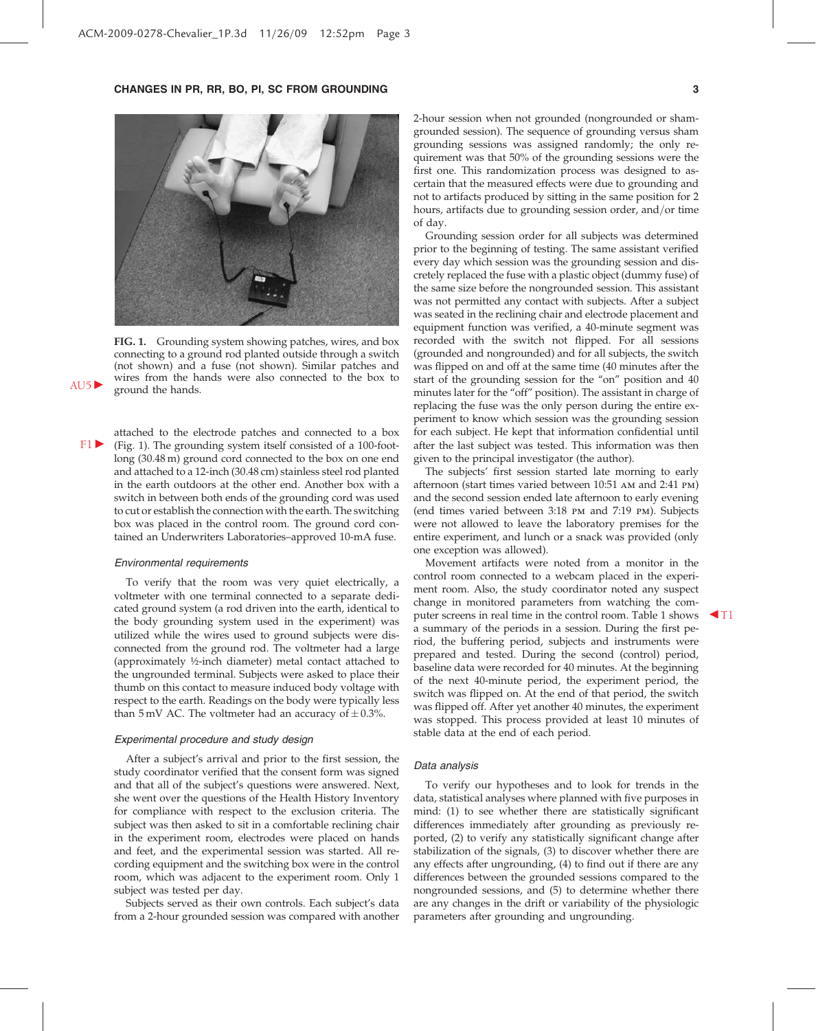FIG. 1. Grounding system showing patches, wires, and box connecting to a ground rod planted outside through a switch (not shown) and a fuse (not shown). Similar patches and wires from the hands were also connected to the box to ground the hands.

attached to the electrode patches and connected to a box (Fig. 1). The grounding system itself consisted of a 100-foot-long (30.48 m) ground cord connected to the box on one end and attached to a 12-inch (30.48 cm) stainless steel rod planted in the earth outdoors at the other end. Another box with a switch in between both ends of the grounding cord was used to cut or establish the connection with the earth. The switching box was placed in the control room. The ground cord contained an Underwriters Laboratories–approved 10-mA fuse.

### Environmental requirements

To verify that the room was very quiet electrically, a voltmeter with one terminal connected to a separate dedicated ground system (a rod driven into the earth, identical to the body grounding system used in the experiment) was utilized while the wires used to ground subjects were disconnected from the ground rod. The voltmeter had a large (approximately ½-inch diameter) metal contact attached to the ungrounded terminal. Subjects were asked to place their thumb on this contact to measure induced body voltage with respect to the earth. Readings on the body were typically less than 5 mV AC. The voltmeter had an accuracy of $\pm 0.3\%$.

### Experimental procedure and study design

After a subject's arrival and prior to the first session, the study coordinator verified that the consent form was signed and that all of the subject's questions were answered. Next, she went over the questions of the Health History Inventory for compliance with respect to the exclusion criteria. The subject was then asked to sit in a comfortable reclining chair in the experiment room, electrodes were placed on hands and feet, and the experimental session was started. All recording equipment and the switching box were in the control room, which was adjacent to the experiment room. Only 1 subject was tested per day.

Subjects served as their own controls. Each subject's data from a 2-hour grounded session was compared with another 2-hour session when not grounded (nongrounded or sham-grounded session). The sequence of grounding versus sham grounding sessions was assigned randomly; the only requirement was that 50% of the grounding sessions were the first one. This randomization process was designed to ascertain that the measured effects were due to grounding and not to artifacts produced by sitting in the same position for 2 hours, artifacts due to grounding session order, and/or time of day.

Grounding session order for all subjects was determined prior to the beginning of testing. The same assistant verified every day which session was the grounding session and discretely replaced the fuse with a plastic object (dummy fuse) of the same size before the nongrounded session. This assistant was not permitted any contact with subjects. After a subject was seated in the reclining chair and electrode placement and equipment function was verified, a 40-minute segment was recorded with the switch not flipped. For all sessions (grounded and nongrounded) and for all subjects, the switch was flipped on and off at the same time (40 minutes after the start of the grounding session for the "on" position and 40 minutes later for the "off" position). The assistant in charge of replacing the fuse was the only person during the entire experiment to know which session was the grounding session for each subject. He kept that information confidential until after the last subject was tested. This information was then given to the principal investigator (the author).

The subjects' first session started late morning to early afternoon (start times varied between 10:51 AM and 2:41 PM) and the second session ended late afternoon to early evening (end times varied between 3:18 PM and 7:19 PM). Subjects were not allowed to leave the laboratory premises for the entire experiment, and lunch or a snack was provided (only one exception was allowed).

Movement artifacts were noted from a monitor in the control room connected to a webcam placed in the experiment room. Also, the study coordinator noted any suspect change in monitored parameters from watching the computer screens in real time in the control room. Table 1 shows a summary of the periods in a session. During the first period, the buffering period, subjects and instruments were prepared and tested. During the second (control) period, baseline data were recorded for 40 minutes. At the beginning of the next 40-minute period, the experiment period, the switch was flipped on. At the end of that period, the switch was flipped off. After yet another 40 minutes, the experiment was stopped. This process provided at least 10 minutes of stable data at the end of each period.

### Data analysis

To verify our hypotheses and to look for trends in the data, statistical analyses where planned with five purposes in mind: (1) to see whether there are statistically significant differences immediately after grounding as previously reported, (2) to verify any statistically significant change after stabilization of the signals, (3) to discover whether there are any effects after ungrounding, (4) to find out if there are any differences between the grounded sessions compared to the nongrounded sessions, and (5) to determine whether there are any changes in the drift or variability of the physiologic parameters after grounding and ungrounding.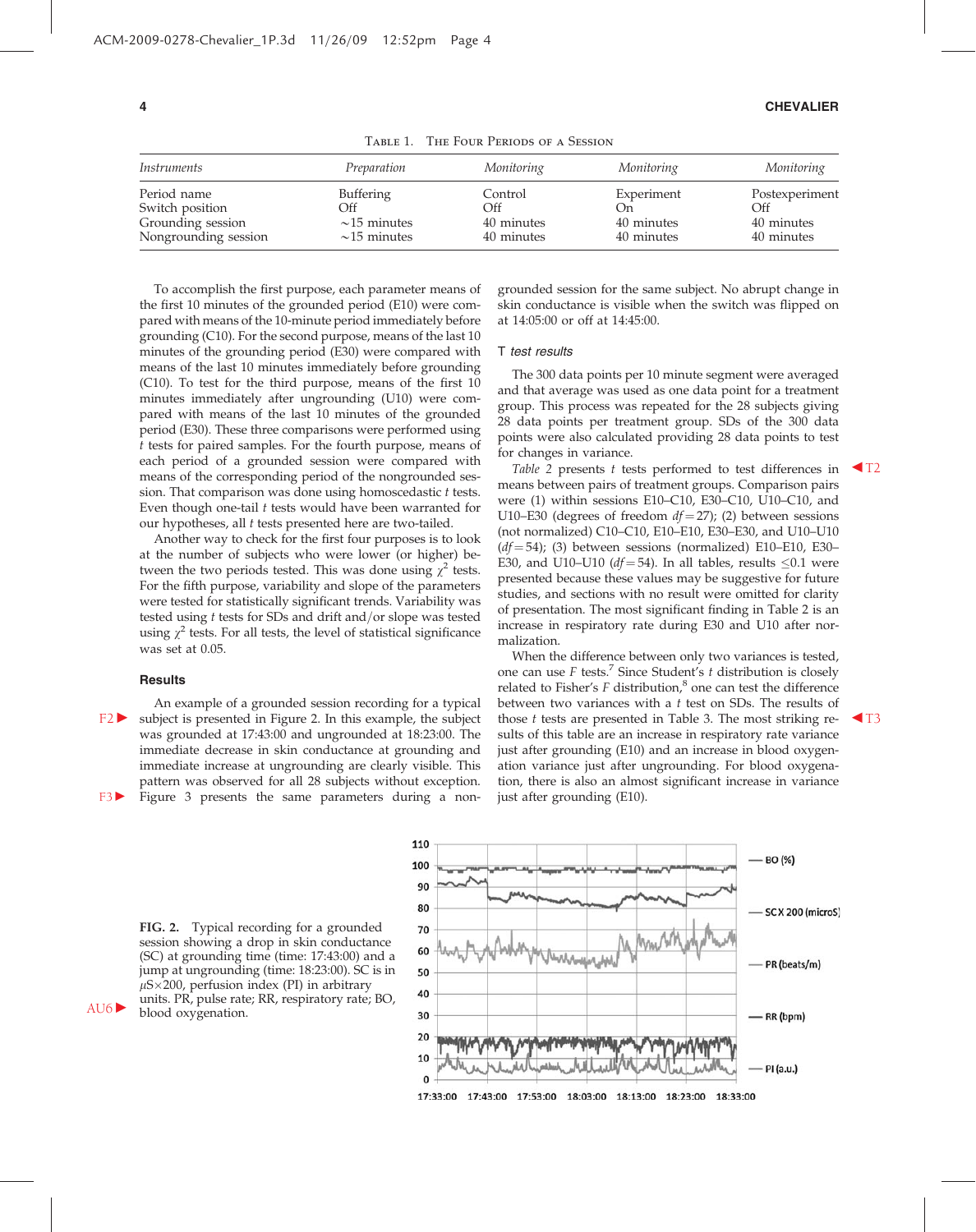Table 1. The Four Periods of a Session

| Instruments | Preparation | Monitoring | Monitoring | Monitoring |
|---|---|---|---|---|
| Period name | Buffering | Control | Experiment | Postexperiment |
| Switch position | Off | Off | On | Off |
| Grounding session | ~15 minutes | 40 minutes | 40 minutes | 40 minutes |
| Nongrounding session | ~15 minutes | 40 minutes | 40 minutes | 40 minutes |

To accomplish the first purpose, each parameter means of the first 10 minutes of the grounded period (E10) were compared with means of the 10-minute period immediately before grounding (C10). For the second purpose, means of the last 10 minutes of the grounding period (E30) were compared with means of the last 10 minutes immediately before grounding (C10). To test for the third purpose, means of the first 10 minutes immediately after ungrounding (U10) were compared with means of the last 10 minutes of the grounded period (E30). These three comparisons were performed using *t* tests for paired samples. For the fourth purpose, means of each period of a grounded session were compared with means of the corresponding period of the nongrounded session. That comparison was done using homoscedastic *t* tests. Even though one-tail *t* tests would have been warranted for our hypotheses, all *t* tests presented here are two-tailed.

Another way to check for the first four purposes is to look at the number of subjects who were lower (or higher) between the two periods tested. This was done using $\chi^2$ tests. For the fifth purpose, variability and slope of the parameters were tested for statistically significant trends. Variability was tested using *t* tests for SDs and drift and/or slope was tested using $\chi^2$ tests. For all tests, the level of statistical significance was set at 0.05.

### Results

An example of a grounded session recording for a typical subject is presented in Figure 2. In this example, the subject was grounded at 17:43:00 and ungrounded at 18:23:00. The immediate decrease in skin conductance at grounding and immediate increase at ungrounding are clearly visible. This pattern was observed for all 28 subjects without exception. Figure 3 presents the same parameters during a nongrounded session for the same subject. No abrupt change in skin conductance is visible when the switch was flipped on at 14:05:00 or off at 14:45:00.

#### T test results

The 300 data points per 10 minute segment were averaged and that average was used as one data point for a treatment group. This process was repeated for the 28 subjects giving 28 data points per treatment group. SDs of the 300 data points were also calculated providing 28 data points to test for changes in variance.

*Table 2* presents *t* tests performed to test differences in means between pairs of treatment groups. Comparison pairs were (1) within sessions E10–C10, E30–C10, U10–C10, and U10–E30 (degrees of freedom $df = 27$); (2) between sessions (not normalized) C10–C10, E10–E10, E30–E30, and U10–U10 ($df = 54$); (3) between sessions (normalized) E10–E10, E30–E30, and U10–U10 ($df = 54$). In all tables, results $\leq 0.1$ were presented because these values may be suggestive for future studies, and sections with no result were omitted for clarity of presentation. The most significant finding in Table 2 is an increase in respiratory rate during E30 and U10 after normalization.

When the difference between only two variances is tested, one can use *F* tests.[7] Since Student's *t* distribution is closely related to Fisher's *F* distribution,[8] one can test the difference between two variances with a *t* test on SDs. The results of those *t* tests are presented in Table 3. The most striking results of this table are an increase in respiratory rate variance just after grounding (E10) and an increase in blood oxygenation variance just after ungrounding. For blood oxygenation, there is also an almost significant increase in variance just after grounding (E10).

FIG. 2. Typical recording for a grounded session showing a drop in skin conductance (SC) at grounding time (time: 17:43:00) and a jump at ungrounding (time: 18:23:00). SC is in $\mu S \times 200$, perfusion index (PI) in arbitrary units. PR, pulse rate; RR, respiratory rate; BO, blood oxygenation.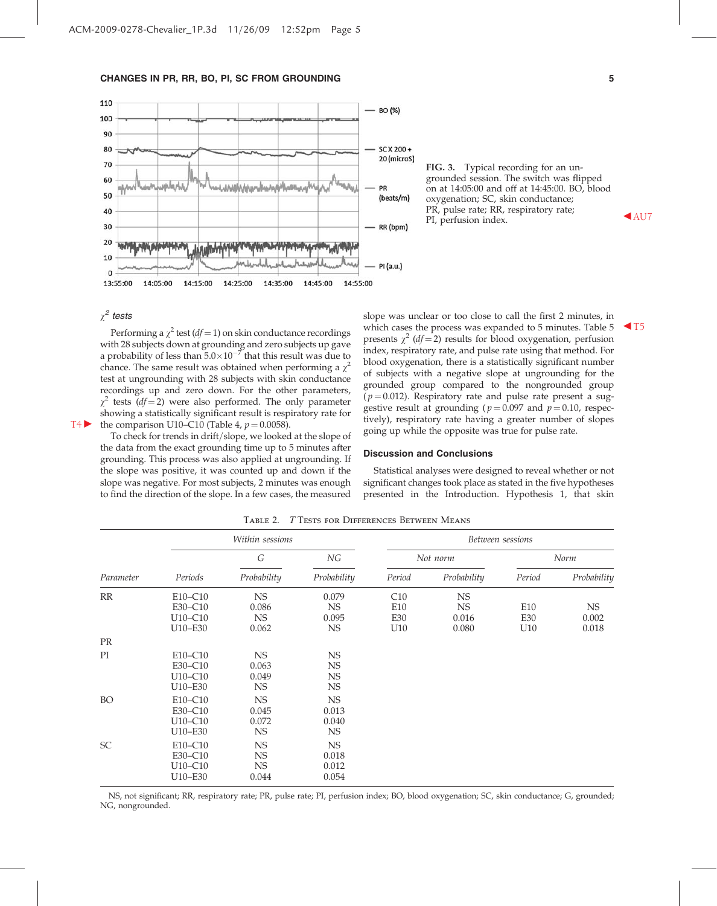FIG. 3. Typical recording for an ungrounded session. The switch was flipped on at 14:05:00 and off at 14:45:00. BO, blood oxygenation; SC, skin conductance; PR, pulse rate; RR, respiratory rate; PI, perfusion index.

### $\chi^2$ tests

Performing a $\chi^2$ test ($df = 1$) on skin conductance recordings with 28 subjects down at grounding and zero subjects up gave a probability of less than $5.0 \times 10^{-7}$ that this result was due to chance. The same result was obtained when performing a $\chi^2$ test at ungrounding with 28 subjects with skin conductance recordings up and zero down. For the other parameters, $\chi^2$ tests ($df = 2$) were also performed. The only parameter showing a statistically significant result is respiratory rate for the comparison U10–C10 (Table 4, $p = 0.0058$).

To check for trends in drift/slope, we looked at the slope of the data from the exact grounding time up to 5 minutes after grounding. This process was also applied at ungrounding. If the slope was positive, it was counted up and down if the slope was negative. For most subjects, 2 minutes was enough to find the direction of the slope. In a few cases, the measured slope was unclear or too close to call the first 2 minutes, in which cases the process was expanded to 5 minutes. Table 5 presents $\chi^2$ ($df = 2$) results for blood oxygenation, perfusion index, respiratory rate, and pulse rate using that method. For blood oxygenation, there is a statistically significant number of subjects with a negative slope at ungrounding for the grounded group compared to the nongrounded group ($p = 0.012$). Respiratory rate and pulse rate present a suggestive result at grounding ($p = 0.097$ and $p = 0.10$, respectively), respiratory rate having a greater number of slopes going up while the opposite was true for pulse rate.

## Discussion and Conclusions

Statistical analyses were designed to reveal whether or not significant changes took place as stated in the five hypotheses presented in the Introduction. Hypothesis 1, that skin

Table 2. *T* Tests for Differences Between Means

| | Within sessions | | | Between sessions | | | |
|---|---|---|---|---|---|---|---|
| | | G | NG | Not norm | | Norm | |
| Parameter | Periods | Probability | Probability | Period | Probability | Period | Probability |
| RR | E10–C10 | NS | 0.079 | C10 | NS | | |
| | E30–C10 | 0.086 | NS | E10 | NS | E10 | NS |
| | U10–C10 | NS | 0.095 | E30 | 0.016 | E30 | 0.002 |
| | U10–E30 | 0.062 | NS | U10 | 0.080 | U10 | 0.018 |
| PR | | | | | | | |
| PI | E10–C10 | NS | NS | | | | |
| | E30–C10 | 0.063 | NS | | | | |
| | U10–C10 | 0.049 | NS | | | | |
| | U10–E30 | NS | NS | | | | |
| BO | E10–C10 | NS | NS | | | | |
| | E30–C10 | 0.045 | 0.013 | | | | |
| | U10–C10 | 0.072 | 0.040 | | | | |
| | U10–E30 | NS | NS | | | | |
| SC | E10–C10 | NS | NS | | | | |
| | E30–C10 | NS | 0.018 | | | | |
| | U10–C10 | NS | 0.012 | | | | |
| | U10–E30 | 0.044 | 0.054 | | | | |

NS, not significant; RR, respiratory rate; PR, pulse rate; PI, perfusion index; BO, blood oxygenation; SC, skin conductance; G, grounded; NG, nongrounded.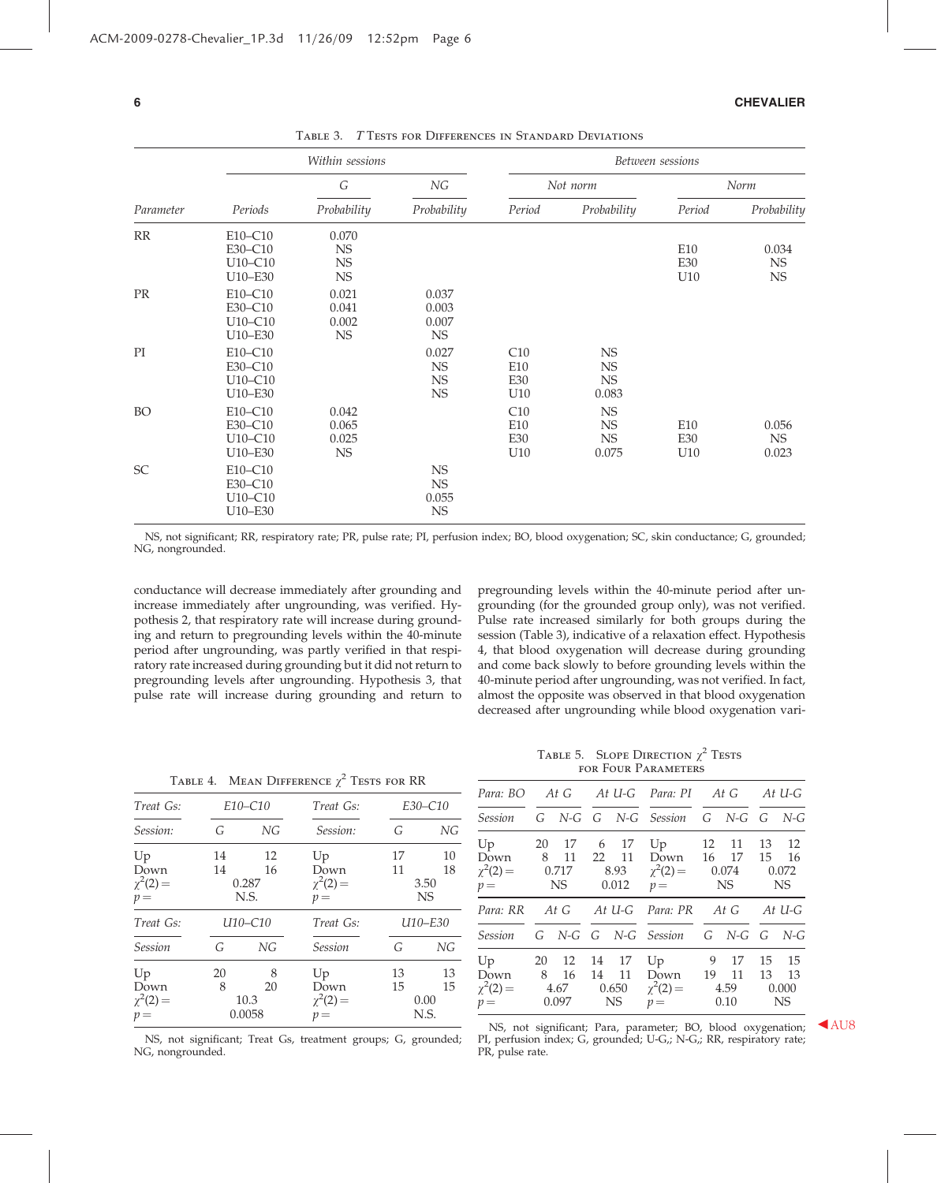TABLE 3. T TESTS FOR DIFFERENCES IN STANDARD DEVIATIONS

| Parameter | Within sessions | | | Between sessions | | | |
|---|---|---|---|---|---|---|---|
| | | G | NG | Not norm | | Norm | |
| | Periods | Probability | Probability | Period | Probability | Period | Probability |
| RR | E10–C10 | 0.070 | | | | | |
| | E30–C10 | NS | | | | E10 | 0.034 |
| | U10–C10 | NS | | | | E30 | NS |
| | U10–E30 | NS | | | | U10 | NS |
| PR | E10–C10 | 0.021 | 0.037 | | | | |
| | E30–C10 | 0.041 | 0.003 | | | | |
| | U10–C10 | 0.002 | 0.007 | | | | |
| | U10–E30 | NS | NS | | | | |
| PI | E10–C10 | | 0.027 | C10 | NS | | |
| | E30–C10 | | NS | E10 | NS | | |
| | U10–C10 | | NS | E30 | NS | | |
| | U10–E30 | | NS | U10 | 0.083 | | |
| BO | E10–C10 | 0.042 | | C10 | NS | | |
| | E30–C10 | 0.065 | | E10 | NS | E10 | 0.056 |
| | U10–C10 | 0.025 | | E30 | NS | E30 | NS |
| | U10–E30 | NS | | U10 | 0.075 | U10 | 0.023 |
| SC | E10–C10 | | NS | | | | |
| | E30–C10 | | NS | | | | |
| | U10–C10 | | 0.055 | | | | |
| | U10–E30 | | NS | | | | |

NS, not significant; RR, respiratory rate; PR, pulse rate; PI, perfusion index; BO, blood oxygenation; SC, skin conductance; G, grounded; NG, nongrounded.

conductance will decrease immediately after grounding and increase immediately after ungrounding, was verified. Hypothesis 2, that respiratory rate will increase during grounding and return to pregrounding levels within the 40-minute period after ungrounding, was partly verified in that respiratory rate increased during grounding but it did not return to pregrounding levels after ungrounding. Hypothesis 3, that pulse rate will increase during grounding and return to pregrounding levels within the 40-minute period after ungrounding (for the grounded group only), was not verified. Pulse rate increased similarly for both groups during the session (Table 3), indicative of a relaxation effect. Hypothesis 4, that blood oxygenation will decrease during grounding and come back slowly to before grounding levels within the 40-minute period after ungrounding, was not verified. In fact, almost the opposite was observed in that blood oxygenation decreased after ungrounding while blood oxygenation vari-

TABLE 4. MEAN DIFFERENCE $\chi^2$ TESTS FOR RR

| Treat Gs: | E10–C10 | | Treat Gs: | E30–C10 | |
|---|---|---|---|---|---|
| Session: | G | NG | Session: | G | NG |
| Up | 14 | 12 | Up | 17 | 10 |
| Down | 14 | 16 | Down | 11 | 18 |
| $\chi^2(2) =$ | 0.287 | | $\chi^2(2) =$ | 3.50 | |
| $p =$ | N.S. | | $p =$ | NS | |
| **Treat Gs:** | **U10–C10** | | **Treat Gs:** | **U10–E30** | |
| Session | G | NG | Session | G | NG |
| Up | 20 | 8 | Up | 13 | 13 |
| Down | 8 | 20 | Down | 15 | 15 |
| $\chi^2(2) =$ | 10.3 | | $\chi^2(2) =$ | 0.00 | |
| $p =$ | 0.0058 | | $p =$ | N.S. | |

NS, not significant; Treat Gs, treatment groups; G, grounded; NG, nongrounded.

TABLE 5. SLOPE DIRECTION $\chi^2$ TESTS FOR FOUR PARAMETERS

| Para: BO | At G | | At U-G | | Para: PI | At G | | At U-G | |
|---|---|---|---|---|---|---|---|---|---|
| Session | G | N-G | G | N-G | Session | G | N-G | G | N-G |
| Up | 20 | 17 | 6 | 17 | Up | 12 | 11 | 13 | 12 |
| Down | 8 | 11 | 22 | 11 | Down | 16 | 17 | 15 | 16 |
| $\chi^2(2) =$ | 0.717 | | 8.93 | | $\chi^2(2) =$ | 0.074 | | 0.072 | |
| $p =$ | NS | | 0.012 | | $p =$ | NS | | NS | |
| **Para: RR** | **At G** | | **At U-G** | | **Para: PR** | **At G** | | **At U-G** | |
| Session | G | N-G | G | N-G | Session | G | N-G | G | N-G |
| Up | 20 | 12 | 14 | 17 | Up | 9 | 17 | 15 | 15 |
| Down | 8 | 16 | 14 | 11 | Down | 19 | 11 | 13 | 13 |
| $\chi^2(2) =$ | 4.67 | | 0.650 | | $\chi^2(2) =$ | 4.59 | | 0.000 | |
| $p =$ | 0.097 | | NS | | $p =$ | 0.10 | | NS | |

NS, not significant; Para, parameter; BO, blood oxygenation; PI, perfusion index; G, grounded; U-G,; N-G,; RR, respiratory rate; PR, pulse rate.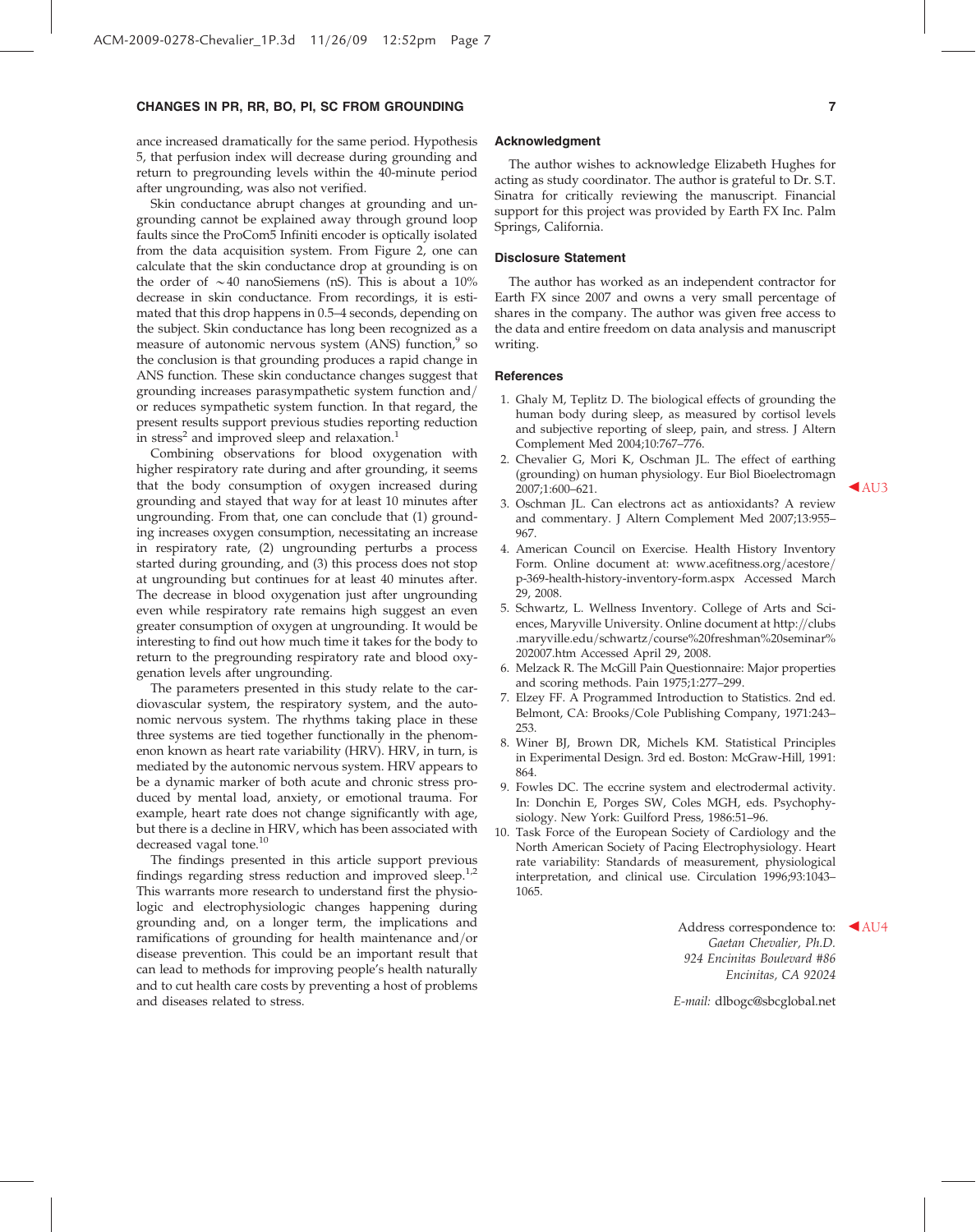ance increased dramatically for the same period. Hypothesis 5, that perfusion index will decrease during grounding and return to pregrounding levels within the 40-minute period after ungrounding, was also not verified.

Skin conductance abrupt changes at grounding and ungrounding cannot be explained away through ground loop faults since the ProCom5 Infiniti encoder is optically isolated from the data acquisition system. From Figure 2, one can calculate that the skin conductance drop at grounding is on the order of ~40 nanoSiemens (nS). This is about a 10% decrease in skin conductance. From recordings, it is estimated that this drop happens in 0.5–4 seconds, depending on the subject. Skin conductance has long been recognized as a measure of autonomic nervous system (ANS) function,[9] so the conclusion is that grounding produces a rapid change in ANS function. These skin conductance changes suggest that grounding increases parasympathetic system function and/or reduces sympathetic system function. In that regard, the present results support previous studies reporting reduction in stress[2] and improved sleep and relaxation.[1]

Combining observations for blood oxygenation with higher respiratory rate during and after grounding, it seems that the body consumption of oxygen increased during grounding and stayed that way for at least 10 minutes after ungrounding. From that, one can conclude that (1) grounding increases oxygen consumption, necessitating an increase in respiratory rate, (2) ungrounding perturbs a process started during grounding, and (3) this process does not stop at ungrounding but continues for at least 40 minutes after. The decrease in blood oxygenation just after ungrounding even while respiratory rate remains high suggest an even greater consumption of oxygen at ungrounding. It would be interesting to find out how much time it takes for the body to return to the pregrounding respiratory rate and blood oxygenation levels after ungrounding.

The parameters presented in this study relate to the cardiovascular system, the respiratory system, and the autonomic nervous system. The rhythms taking place in these three systems are tied together functionally in the phenomenon known as heart rate variability (HRV). HRV, in turn, is mediated by the autonomic nervous system. HRV appears to be a dynamic marker of both acute and chronic stress produced by mental load, anxiety, or emotional trauma. For example, heart rate does not change significantly with age, but there is a decline in HRV, which has been associated with decreased vagal tone.[10]

The findings presented in this article support previous findings regarding stress reduction and improved sleep.[1,2] This warrants more research to understand first the physiologic and electrophysiologic changes happening during grounding and, on a longer term, the implications and ramifications of grounding for health maintenance and/or disease prevention. This could be an important result that can lead to methods for improving people's health naturally and to cut health care costs by preventing a host of problems and diseases related to stress.

## Acknowledgment

The author wishes to acknowledge Elizabeth Hughes for acting as study coordinator. The author is grateful to Dr. S.T. Sinatra for critically reviewing the manuscript. Financial support for this project was provided by Earth FX Inc. Palm Springs, California.

## Disclosure Statement

The author has worked as an independent contractor for Earth FX since 2007 and owns a very small percentage of shares in the company. The author was given free access to the data and entire freedom on data analysis and manuscript writing.

## References

1. Ghaly M, Teplitz D. The biological effects of grounding the human body during sleep, as measured by cortisol levels and subjective reporting of sleep, pain, and stress. J Altern Complement Med 2004;10:767–776.
2. Chevalier G, Mori K, Oschman JL. The effect of earthing (grounding) on human physiology. Eur Biol Bioelectromagn 2007;1:600–621.
3. Oschman JL. Can electrons act as antioxidants? A review and commentary. J Altern Complement Med 2007;13:955–967.
4. American Council on Exercise. Health History Inventory Form. Online document at: www.acefitness.org/acestore/p-369-health-history-inventory-form.aspx Accessed March 29, 2008.
5. Schwartz, L. Wellness Inventory. College of Arts and Sciences, Maryville University. Online document at http://clubs.maryville.edu/schwartz/course%20freshman%20seminar%202007.htm Accessed April 29, 2008.
6. Melzack R. The McGill Pain Questionnaire: Major properties and scoring methods. Pain 1975;1:277–299.
7. Elzey FF. A Programmed Introduction to Statistics. 2nd ed. Belmont, CA: Brooks/Cole Publishing Company, 1971:243–253.
8. Winer BJ, Brown DR, Michels KM. Statistical Principles in Experimental Design. 3rd ed. Boston: McGraw-Hill, 1991:864.
9. Fowles DC. The eccrine system and electrodermal activity. In: Donchin E, Porges SW, Coles MGH, eds. Psychophysiology. New York: Guilford Press, 1986:51–96.
10. Task Force of the European Society of Cardiology and the North American Society of Pacing Electrophysiology. Heart rate variability: Standards of measurement, physiological interpretation, and clinical use. Circulation 1996;93:1043–1065.

Address correspondence to:
*Gaetan Chevalier, Ph.D.*
*924 Encinitas Boulevard #86*
*Encinitas, CA 92024*

*E-mail:* dlbogc@sbcglobal.net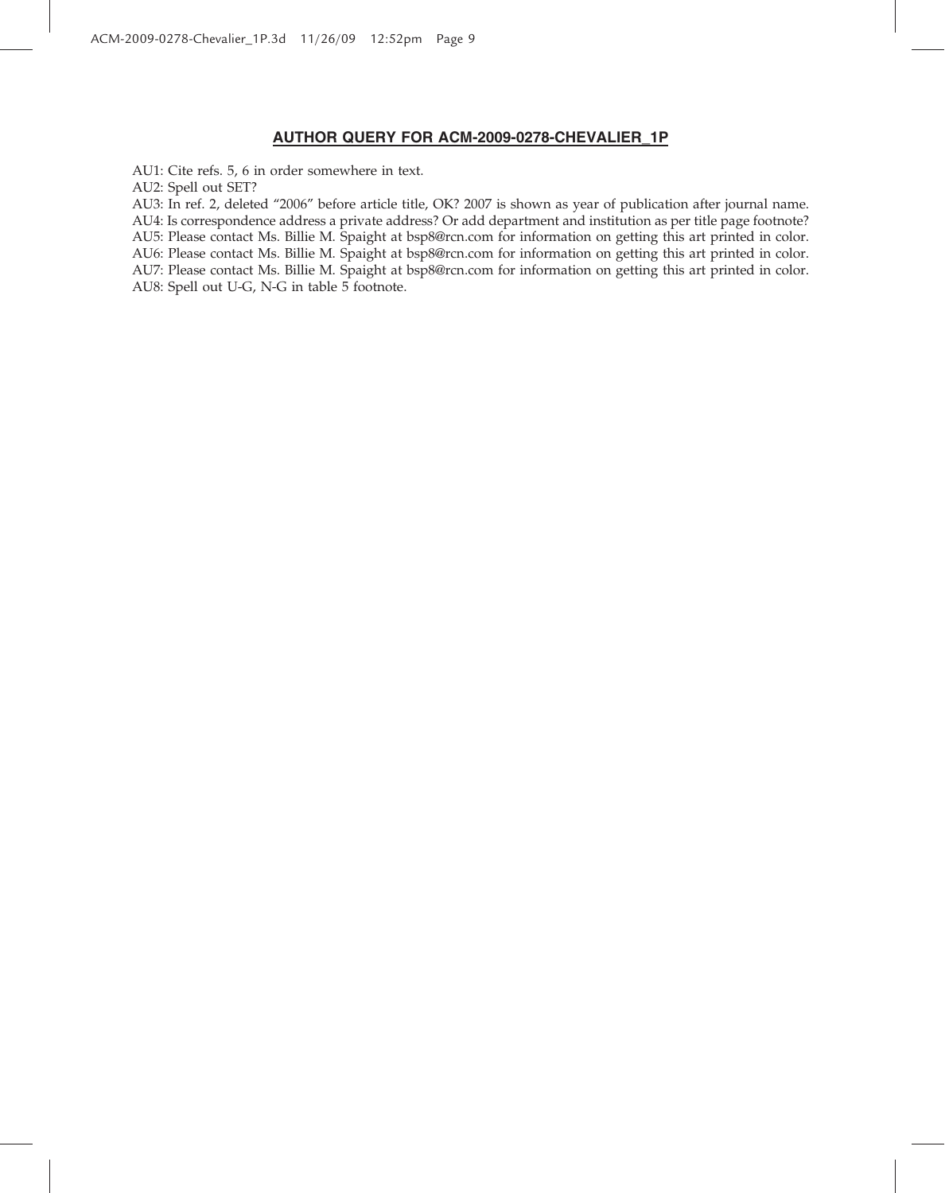## AUTHOR QUERY FOR ACM-2009-0278-CHEVALIER_1P

AU1: Cite refs. 5, 6 in order somewhere in text.

AU2: Spell out SET?

AU3: In ref. 2, deleted "2006" before article title, OK? 2007 is shown as year of publication after journal name.

AU4: Is correspondence address a private address? Or add department and institution as per title page footnote?

AU5: Please contact Ms. Billie M. Spaight at bsp8@rcn.com for information on getting this art printed in color.

AU6: Please contact Ms. Billie M. Spaight at bsp8@rcn.com for information on getting this art printed in color.

AU7: Please contact Ms. Billie M. Spaight at bsp8@rcn.com for information on getting this art printed in color.

AU8: Spell out U-G, N-G in table 5 footnote.